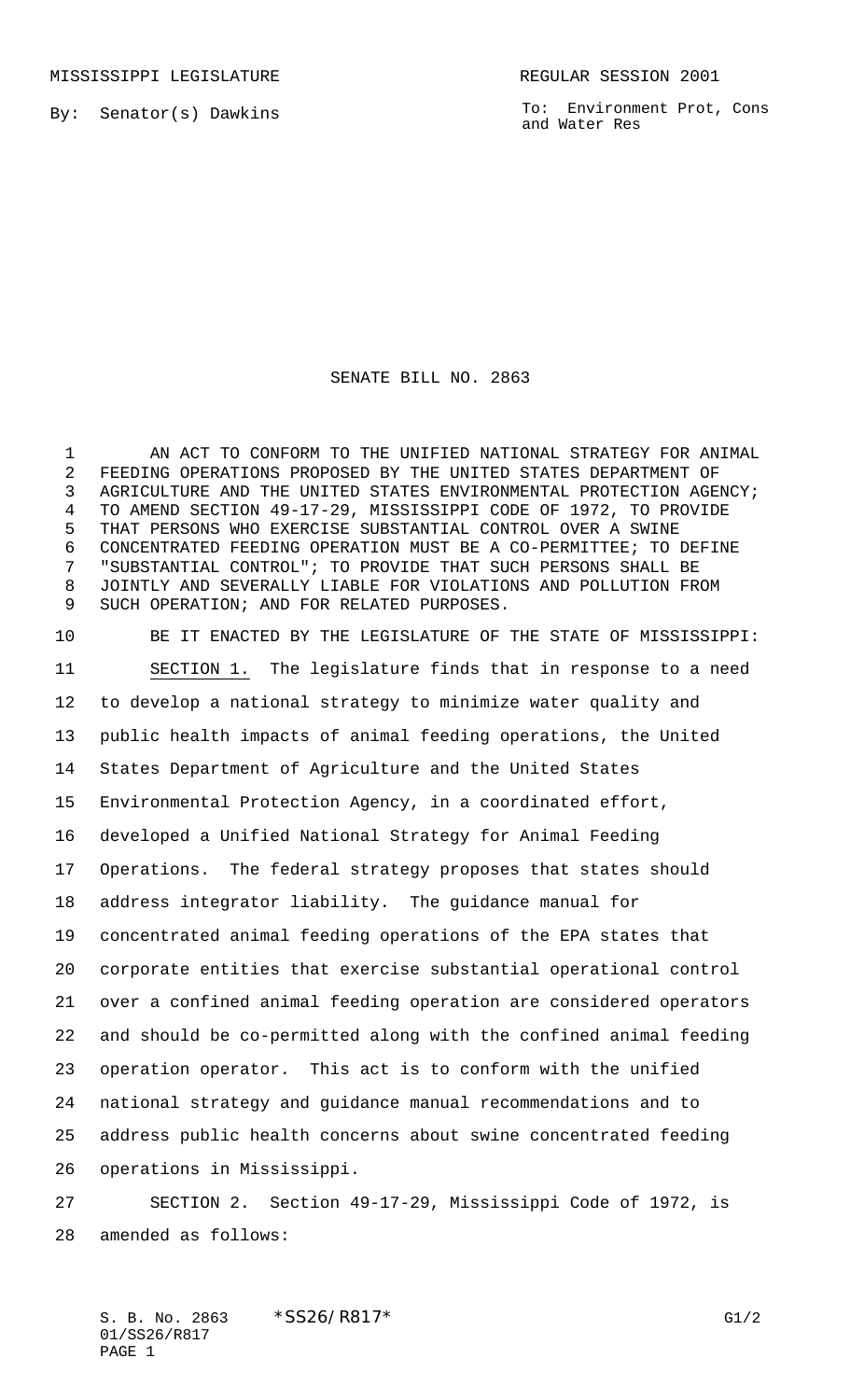MISSISSIPPI LEGISLATURE REGULAR SESSION 2001

By: Senator(s) Dawkins

To: Environment Prot, Cons and Water Res

# SENATE BILL NO. 2863

AN ACT TO CONFORM TO THE UNIFIED NATIONAL STRATEGY FOR ANIMAL FEEDING OPERATIONS PROPOSED BY THE UNITED STATES DEPARTMENT OF AGRICULTURE AND THE UNITED STATES ENVIRONMENTAL PROTECTION AGENCY; TO AMEND SECTION 49-17-29, MISSISSIPPI CODE OF 1972, TO PROVIDE THAT PERSONS WHO EXERCISE SUBSTANTIAL CONTROL OVER A SWINE CONCENTRATED FEEDING OPERATION MUST BE A CO-PERMITTEE; TO DEFINE "SUBSTANTIAL CONTROL"; TO PROVIDE THAT SUCH PERSONS SHALL BE JOINTLY AND SEVERALLY LIABLE FOR VIOLATIONS AND POLLUTION FROM SUCH OPERATION; AND FOR RELATED PURPOSES.

BE IT ENACTED BY THE LEGISLATURE OF THE STATE OF MISSISSIPPI:

SECTION 1. The legislature finds that in response to a need to develop a national strategy to minimize water quality and public health impacts of animal feeding operations, the United States Department of Agriculture and the United States Environmental Protection Agency, in a coordinated effort, developed a Unified National Strategy for Animal Feeding Operations. The federal strategy proposes that states should address integrator liability. The guidance manual for concentrated animal feeding operations of the EPA states that corporate entities that exercise substantial operational control over a confined animal feeding operation are considered operators and should be co-permitted along with the confined animal feeding operation operator. This act is to conform with the unified national strategy and guidance manual recommendations and to address public health concerns about swine concentrated feeding operations in Mississippi.

SECTION 2. Section 49-17-29, Mississippi Code of 1972, is amended as follows: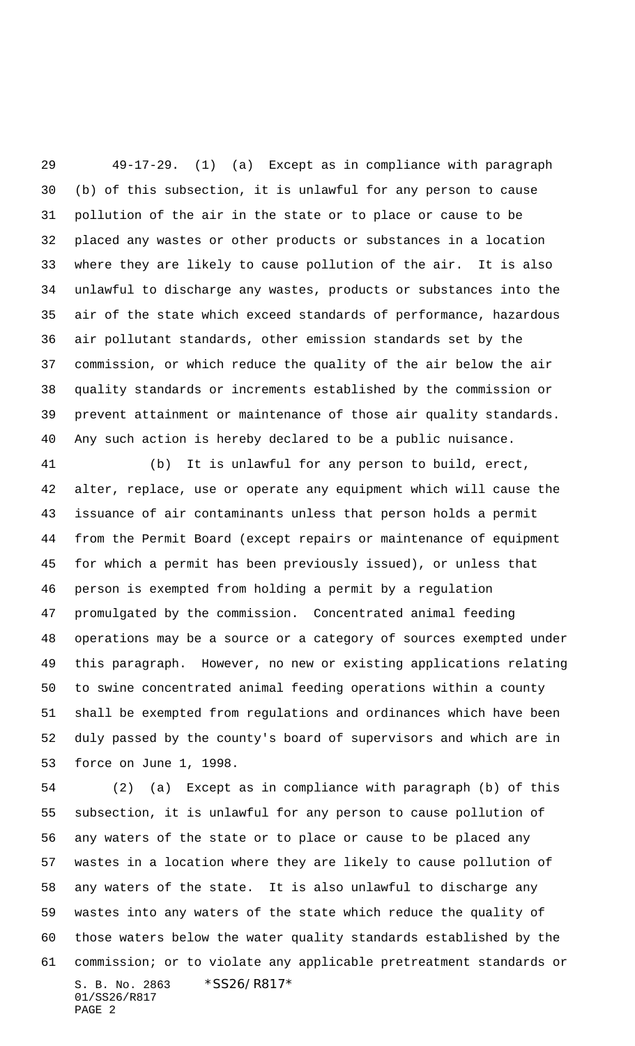49-17-29. (1) (a) Except as in compliance with paragraph (b) of this subsection, it is unlawful for any person to cause pollution of the air in the state or to place or cause to be placed any wastes or other products or substances in a location where they are likely to cause pollution of the air. It is also unlawful to discharge any wastes, products or substances into the air of the state which exceed standards of performance, hazardous air pollutant standards, other emission standards set by the commission, or which reduce the quality of the air below the air quality standards or increments established by the commission or prevent attainment or maintenance of those air quality standards. Any such action is hereby declared to be a public nuisance.

(b) It is unlawful for any person to build, erect, alter, replace, use or operate any equipment which will cause the issuance of air contaminants unless that person holds a permit from the Permit Board (except repairs or maintenance of equipment for which a permit has been previously issued), or unless that person is exempted from holding a permit by a regulation promulgated by the commission. Concentrated animal feeding operations may be a source or a category of sources exempted under this paragraph. However, no new or existing applications relating to swine concentrated animal feeding operations within a county shall be exempted from regulations and ordinances which have been duly passed by the county's board of supervisors and which are in force on June 1, 1998.

(2) (a) Except as in compliance with paragraph (b) of this subsection, it is unlawful for any person to cause pollution of any waters of the state or to place or cause to be placed any wastes in a location where they are likely to cause pollution of any waters of the state. It is also unlawful to discharge any wastes into any waters of the state which reduce the quality of those waters below the water quality standards established by the commission; or to violate any applicable pretreatment standards or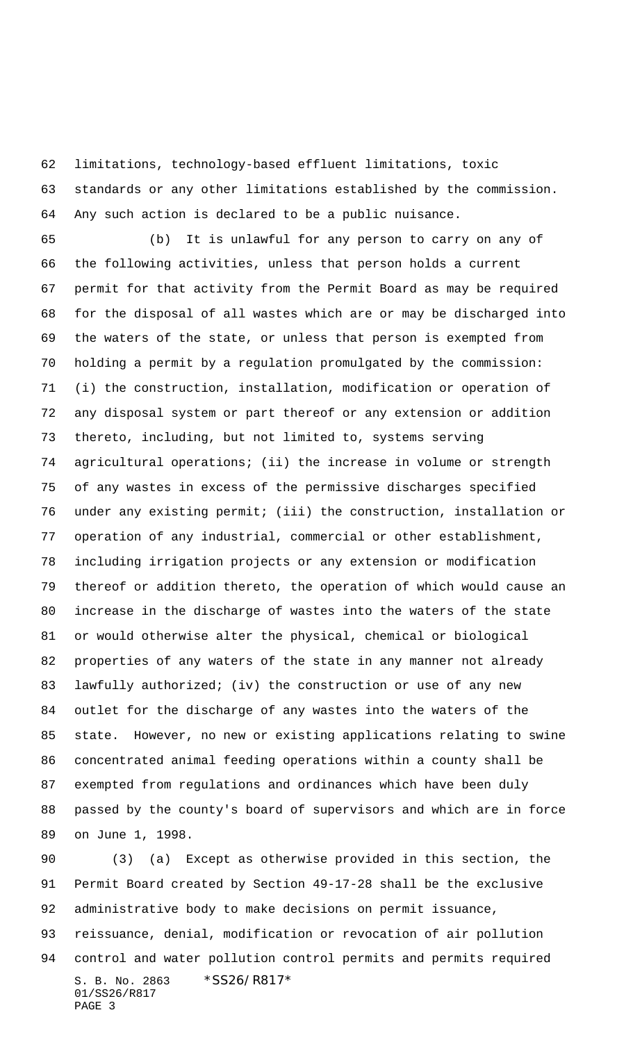limitations, technology-based effluent limitations, toxic standards or any other limitations established by the commission. Any such action is declared to be a public nuisance.

(b) It is unlawful for any person to carry on any of the following activities, unless that person holds a current permit for that activity from the Permit Board as may be required for the disposal of all wastes which are or may be discharged into the waters of the state, or unless that person is exempted from holding a permit by a regulation promulgated by the commission: (i) the construction, installation, modification or operation of any disposal system or part thereof or any extension or addition thereto, including, but not limited to, systems serving agricultural operations; (ii) the increase in volume or strength of any wastes in excess of the permissive discharges specified under any existing permit; (iii) the construction, installation or operation of any industrial, commercial or other establishment, including irrigation projects or any extension or modification thereof or addition thereto, the operation of which would cause an increase in the discharge of wastes into the waters of the state or would otherwise alter the physical, chemical or biological properties of any waters of the state in any manner not already lawfully authorized; (iv) the construction or use of any new outlet for the discharge of any wastes into the waters of the state. However, no new or existing applications relating to swine concentrated animal feeding operations within a county shall be exempted from regulations and ordinances which have been duly passed by the county's board of supervisors and which are in force on June 1, 1998.

(3) (a) Except as otherwise provided in this section, the Permit Board created by Section 49-17-28 shall be the exclusive administrative body to make decisions on permit issuance, reissuance, denial, modification or revocation of air pollution control and water pollution control permits and permits required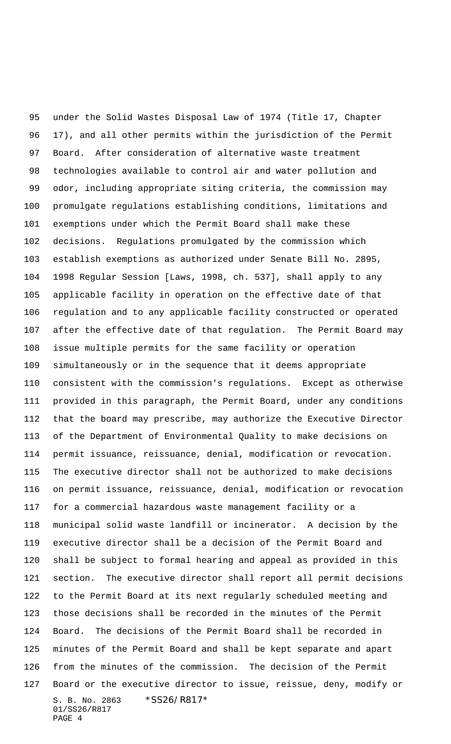under the Solid Wastes Disposal Law of 1974 (Title 17, Chapter 17), and all other permits within the jurisdiction of the Permit Board. After consideration of alternative waste treatment technologies available to control air and water pollution and odor, including appropriate siting criteria, the commission may promulgate regulations establishing conditions, limitations and exemptions under which the Permit Board shall make these decisions. Regulations promulgated by the commission which establish exemptions as authorized under Senate Bill No. 2895, 1998 Regular Session [Laws, 1998, ch. 537], shall apply to any applicable facility in operation on the effective date of that regulation and to any applicable facility constructed or operated after the effective date of that regulation. The Permit Board may issue multiple permits for the same facility or operation simultaneously or in the sequence that it deems appropriate consistent with the commission's regulations. Except as otherwise provided in this paragraph, the Permit Board, under any conditions that the board may prescribe, may authorize the Executive Director of the Department of Environmental Quality to make decisions on permit issuance, reissuance, denial, modification or revocation. The executive director shall not be authorized to make decisions on permit issuance, reissuance, denial, modification or revocation for a commercial hazardous waste management facility or a municipal solid waste landfill or incinerator. A decision by the executive director shall be a decision of the Permit Board and shall be subject to formal hearing and appeal as provided in this section. The executive director shall report all permit decisions to the Permit Board at its next regularly scheduled meeting and those decisions shall be recorded in the minutes of the Permit Board. The decisions of the Permit Board shall be recorded in minutes of the Permit Board and shall be kept separate and apart from the minutes of the commission. The decision of the Permit Board or the executive director to issue, reissue, deny, modify or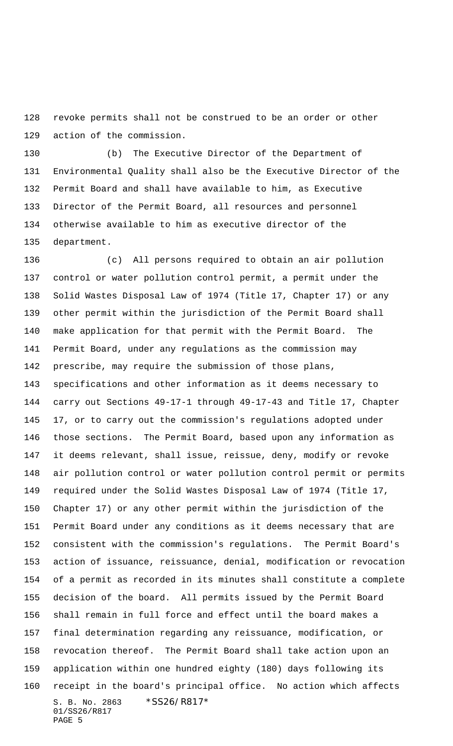revoke permits shall not be construed to be an order or other action of the commission.

(b) The Executive Director of the Department of Environmental Quality shall also be the Executive Director of the Permit Board and shall have available to him, as Executive Director of the Permit Board, all resources and personnel otherwise available to him as executive director of the department.

(c) All persons required to obtain an air pollution control or water pollution control permit, a permit under the Solid Wastes Disposal Law of 1974 (Title 17, Chapter 17) or any other permit within the jurisdiction of the Permit Board shall make application for that permit with the Permit Board. The Permit Board, under any regulations as the commission may prescribe, may require the submission of those plans, specifications and other information as it deems necessary to carry out Sections 49-17-1 through 49-17-43 and Title 17, Chapter 17, or to carry out the commission's regulations adopted under those sections. The Permit Board, based upon any information as it deems relevant, shall issue, reissue, deny, modify or revoke air pollution control or water pollution control permit or permits required under the Solid Wastes Disposal Law of 1974 (Title 17, Chapter 17) or any other permit within the jurisdiction of the Permit Board under any conditions as it deems necessary that are consistent with the commission's regulations. The Permit Board's action of issuance, reissuance, denial, modification or revocation of a permit as recorded in its minutes shall constitute a complete decision of the board. All permits issued by the Permit Board shall remain in full force and effect until the board makes a final determination regarding any reissuance, modification, or revocation thereof. The Permit Board shall take action upon an application within one hundred eighty (180) days following its receipt in the board's principal office. No action which affects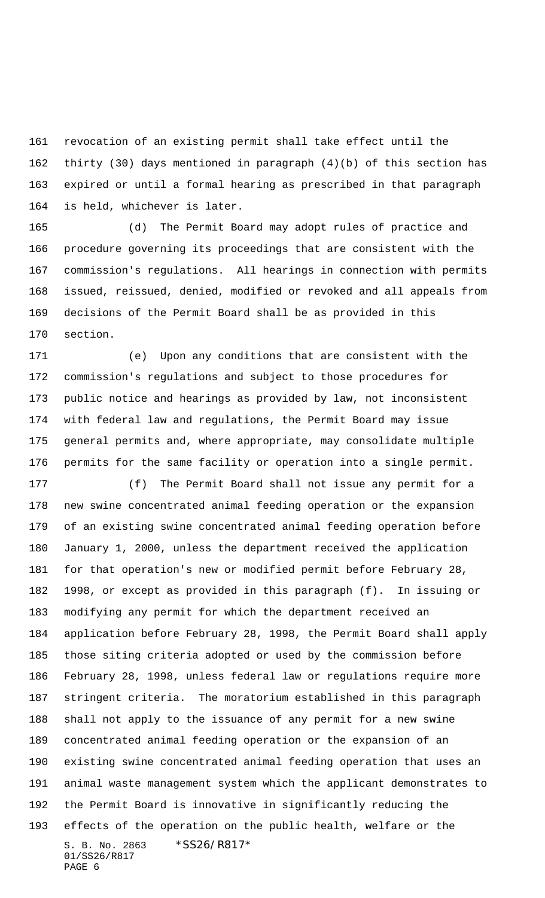revocation of an existing permit shall take effect until the thirty (30) days mentioned in paragraph (4)(b) of this section has expired or until a formal hearing as prescribed in that paragraph is held, whichever is later.

(d) The Permit Board may adopt rules of practice and procedure governing its proceedings that are consistent with the commission's regulations. All hearings in connection with permits issued, reissued, denied, modified or revoked and all appeals from decisions of the Permit Board shall be as provided in this section.

(e) Upon any conditions that are consistent with the commission's regulations and subject to those procedures for public notice and hearings as provided by law, not inconsistent with federal law and regulations, the Permit Board may issue general permits and, where appropriate, may consolidate multiple permits for the same facility or operation into a single permit.

(f) The Permit Board shall not issue any permit for a new swine concentrated animal feeding operation or the expansion of an existing swine concentrated animal feeding operation before January 1, 2000, unless the department received the application for that operation's new or modified permit before February 28, 1998, or except as provided in this paragraph (f). In issuing or modifying any permit for which the department received an application before February 28, 1998, the Permit Board shall apply those siting criteria adopted or used by the commission before February 28, 1998, unless federal law or regulations require more stringent criteria. The moratorium established in this paragraph shall not apply to the issuance of any permit for a new swine concentrated animal feeding operation or the expansion of an existing swine concentrated animal feeding operation that uses an animal waste management system which the applicant demonstrates to the Permit Board is innovative in significantly reducing the effects of the operation on the public health, welfare or the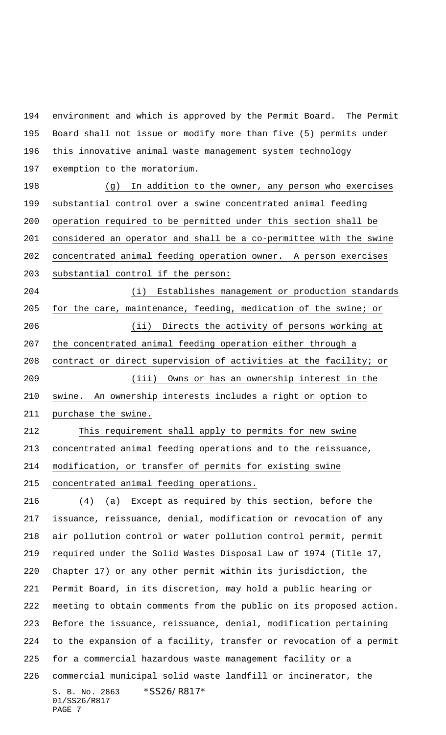environment and which is approved by the Permit Board. The Permit Board shall not issue or modify more than five (5) permits under this innovative animal waste management system technology exemption to the moratorium.

(g) In addition to the owner, any person who exercises substantial control over a swine concentrated animal feeding operation required to be permitted under this section shall be considered an operator and shall be a co-permittee with the swine concentrated animal feeding operation owner. A person exercises substantial control if the person:

(i) Establishes management or production standards for the care, maintenance, feeding, medication of the swine; or

(ii) Directs the activity of persons working at the concentrated animal feeding operation either through a contract or direct supervision of activities at the facility; or

(iii) Owns or has an ownership interest in the swine. An ownership interests includes a right or option to purchase the swine.

This requirement shall apply to permits for new swine concentrated animal feeding operations and to the reissuance, modification, or transfer of permits for existing swine concentrated animal feeding operations.

(4) (a) Except as required by this section, before the issuance, reissuance, denial, modification or revocation of any air pollution control or water pollution control permit, permit required under the Solid Wastes Disposal Law of 1974 (Title 17, Chapter 17) or any other permit within its jurisdiction, the Permit Board, in its discretion, may hold a public hearing or meeting to obtain comments from the public on its proposed action. Before the issuance, reissuance, denial, modification pertaining to the expansion of a facility, transfer or revocation of a permit for a commercial hazardous waste management facility or a commercial municipal solid waste landfill or incinerator, the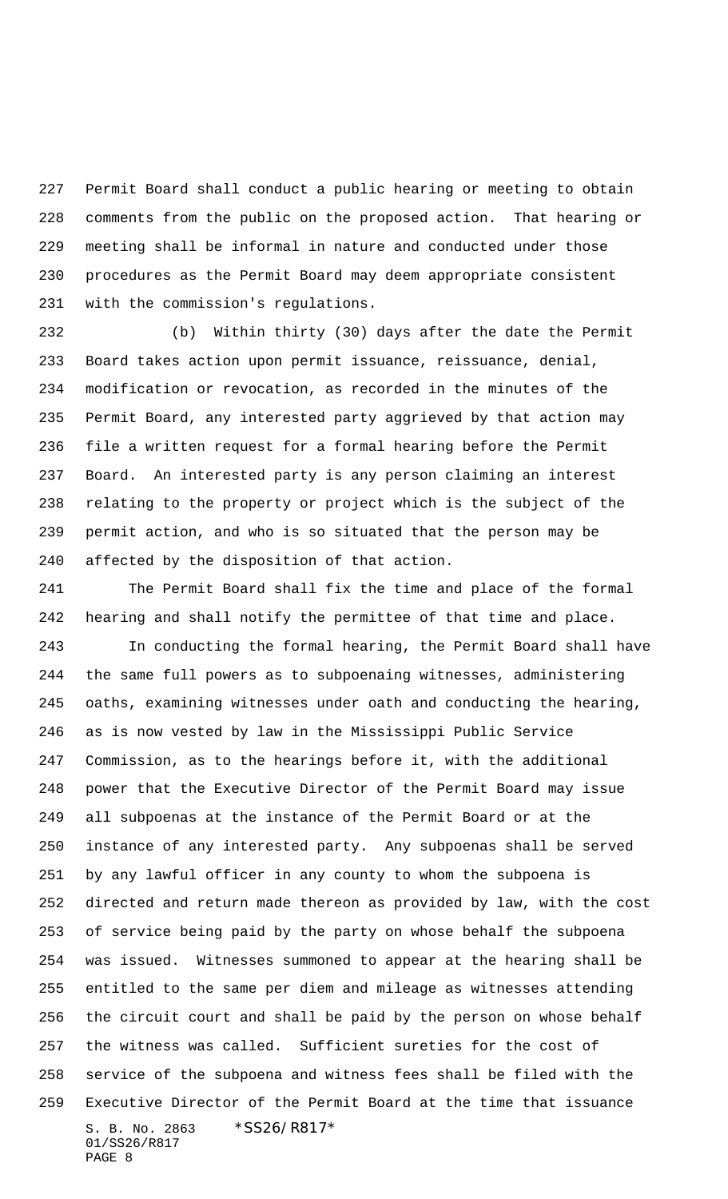Permit Board shall conduct a public hearing or meeting to obtain comments from the public on the proposed action. That hearing or meeting shall be informal in nature and conducted under those procedures as the Permit Board may deem appropriate consistent with the commission's regulations.

(b) Within thirty (30) days after the date the Permit Board takes action upon permit issuance, reissuance, denial, modification or revocation, as recorded in the minutes of the Permit Board, any interested party aggrieved by that action may file a written request for a formal hearing before the Permit Board. An interested party is any person claiming an interest relating to the property or project which is the subject of the permit action, and who is so situated that the person may be affected by the disposition of that action.

The Permit Board shall fix the time and place of the formal hearing and shall notify the permittee of that time and place.

In conducting the formal hearing, the Permit Board shall have the same full powers as to subpoenaing witnesses, administering oaths, examining witnesses under oath and conducting the hearing, as is now vested by law in the Mississippi Public Service Commission, as to the hearings before it, with the additional power that the Executive Director of the Permit Board may issue all subpoenas at the instance of the Permit Board or at the instance of any interested party. Any subpoenas shall be served by any lawful officer in any county to whom the subpoena is directed and return made thereon as provided by law, with the cost of service being paid by the party on whose behalf the subpoena was issued. Witnesses summoned to appear at the hearing shall be entitled to the same per diem and mileage as witnesses attending the circuit court and shall be paid by the person on whose behalf the witness was called. Sufficient sureties for the cost of service of the subpoena and witness fees shall be filed with the Executive Director of the Permit Board at the time that issuance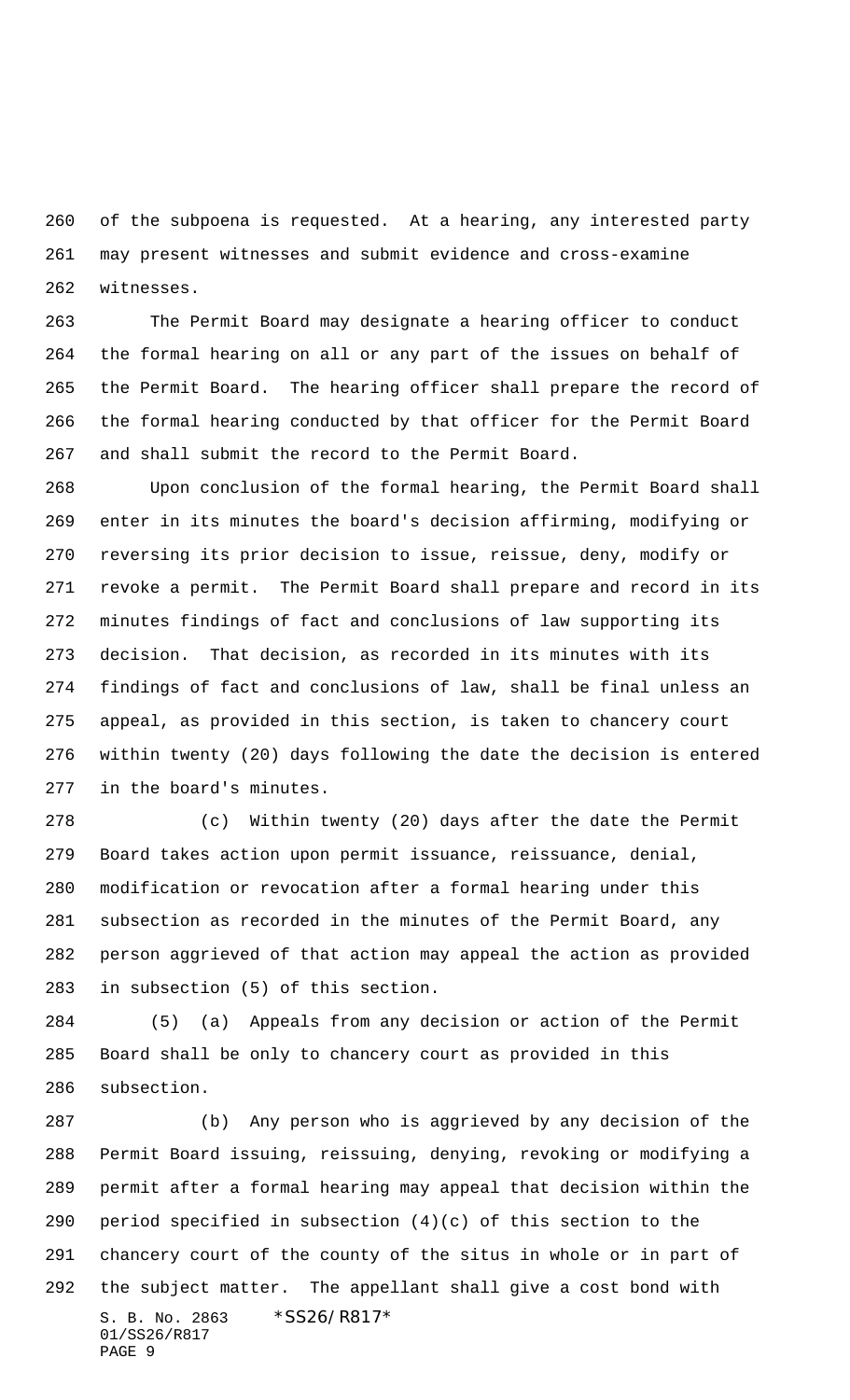of the subpoena is requested. At a hearing, any interested party may present witnesses and submit evidence and cross-examine witnesses.

The Permit Board may designate a hearing officer to conduct the formal hearing on all or any part of the issues on behalf of the Permit Board. The hearing officer shall prepare the record of the formal hearing conducted by that officer for the Permit Board and shall submit the record to the Permit Board.

Upon conclusion of the formal hearing, the Permit Board shall enter in its minutes the board's decision affirming, modifying or reversing its prior decision to issue, reissue, deny, modify or revoke a permit. The Permit Board shall prepare and record in its minutes findings of fact and conclusions of law supporting its decision. That decision, as recorded in its minutes with its findings of fact and conclusions of law, shall be final unless an appeal, as provided in this section, is taken to chancery court within twenty (20) days following the date the decision is entered in the board's minutes.

(c) Within twenty (20) days after the date the Permit Board takes action upon permit issuance, reissuance, denial, modification or revocation after a formal hearing under this subsection as recorded in the minutes of the Permit Board, any person aggrieved of that action may appeal the action as provided in subsection (5) of this section.

(5) (a) Appeals from any decision or action of the Permit Board shall be only to chancery court as provided in this subsection.

(b) Any person who is aggrieved by any decision of the Permit Board issuing, reissuing, denying, revoking or modifying a permit after a formal hearing may appeal that decision within the period specified in subsection (4)(c) of this section to the chancery court of the county of the situs in whole or in part of the subject matter. The appellant shall give a cost bond with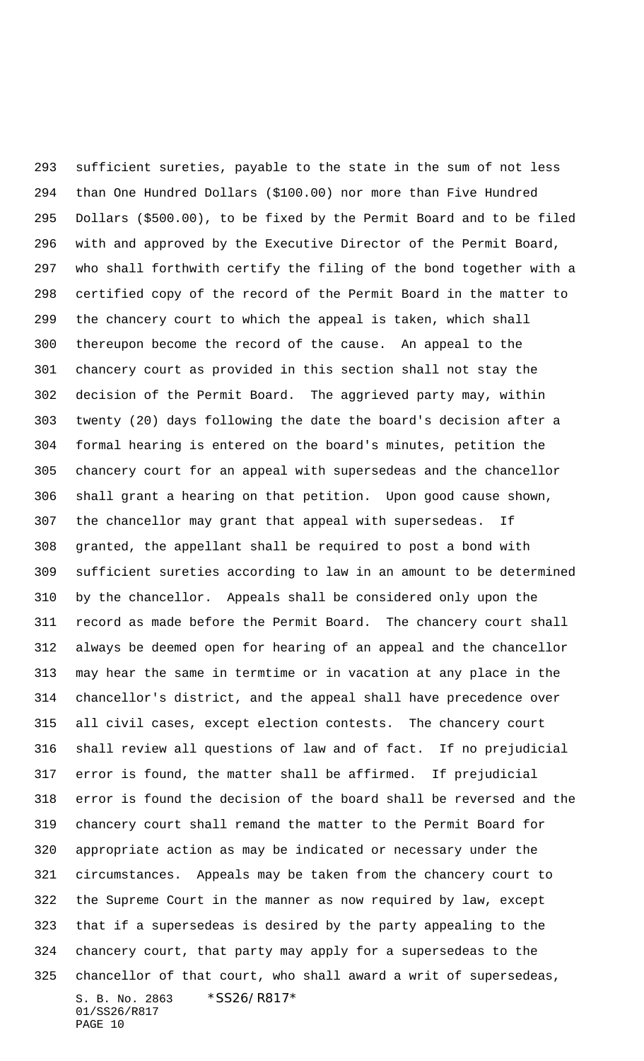sufficient sureties, payable to the state in the sum of not less than One Hundred Dollars ($100.00) nor more than Five Hundred Dollars ($500.00), to be fixed by the Permit Board and to be filed with and approved by the Executive Director of the Permit Board, who shall forthwith certify the filing of the bond together with a certified copy of the record of the Permit Board in the matter to the chancery court to which the appeal is taken, which shall thereupon become the record of the cause. An appeal to the chancery court as provided in this section shall not stay the decision of the Permit Board. The aggrieved party may, within twenty (20) days following the date the board's decision after a formal hearing is entered on the board's minutes, petition the chancery court for an appeal with supersedeas and the chancellor shall grant a hearing on that petition. Upon good cause shown, the chancellor may grant that appeal with supersedeas. If granted, the appellant shall be required to post a bond with sufficient sureties according to law in an amount to be determined by the chancellor. Appeals shall be considered only upon the record as made before the Permit Board. The chancery court shall always be deemed open for hearing of an appeal and the chancellor may hear the same in termtime or in vacation at any place in the chancellor's district, and the appeal shall have precedence over all civil cases, except election contests. The chancery court shall review all questions of law and of fact. If no prejudicial error is found, the matter shall be affirmed. If prejudicial error is found the decision of the board shall be reversed and the chancery court shall remand the matter to the Permit Board for appropriate action as may be indicated or necessary under the circumstances. Appeals may be taken from the chancery court to the Supreme Court in the manner as now required by law, except that if a supersedeas is desired by the party appealing to the chancery court, that party may apply for a supersedeas to the chancellor of that court, who shall award a writ of supersedeas,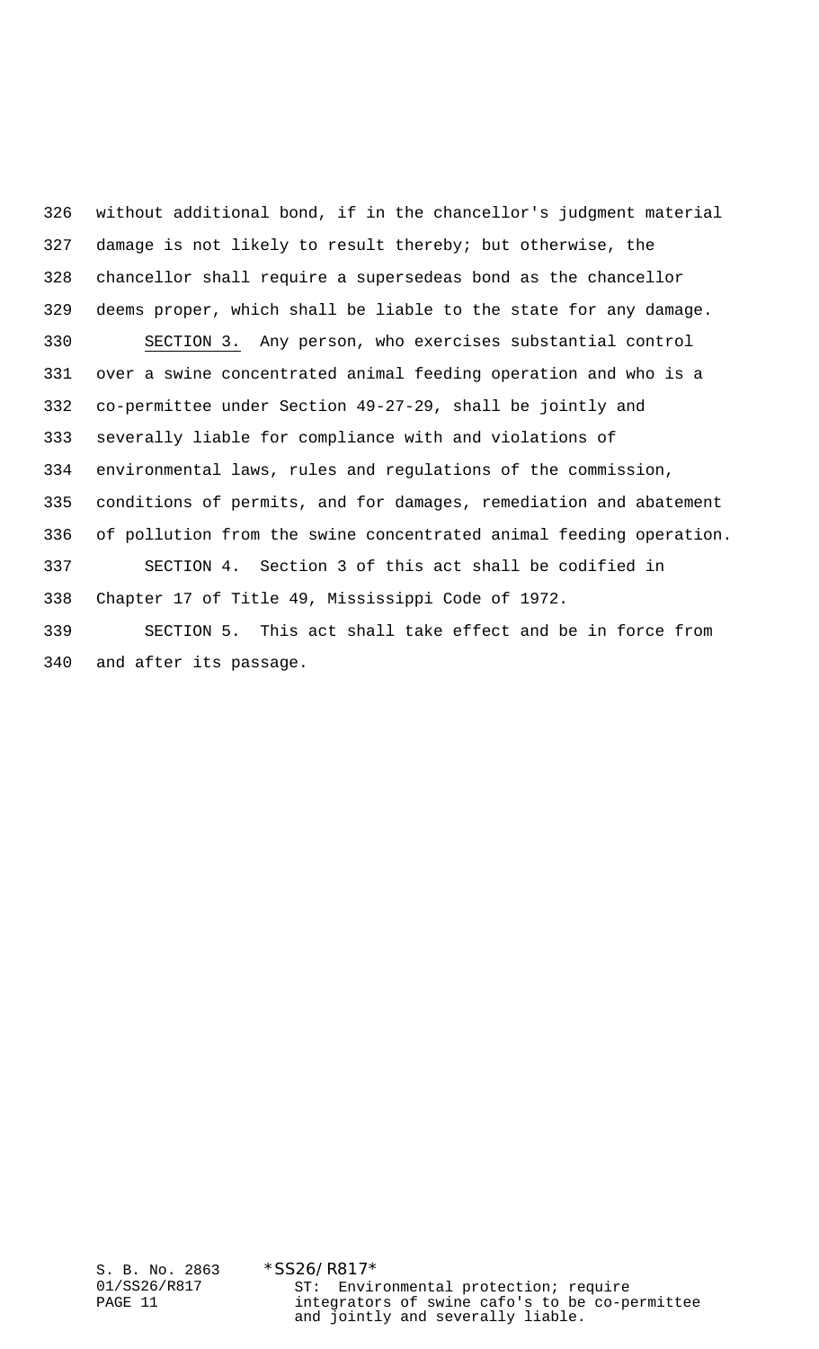without additional bond, if in the chancellor's judgment material damage is not likely to result thereby; but otherwise, the chancellor shall require a supersedeas bond as the chancellor deems proper, which shall be liable to the state for any damage.

SECTION 3. Any person, who exercises substantial control over a swine concentrated animal feeding operation and who is a co-permittee under Section 49-27-29, shall be jointly and severally liable for compliance with and violations of environmental laws, rules and regulations of the commission, conditions of permits, and for damages, remediation and abatement of pollution from the swine concentrated animal feeding operation.

SECTION 4. Section 3 of this act shall be codified in Chapter 17 of Title 49, Mississippi Code of 1972.

SECTION 5. This act shall take effect and be in force from and after its passage.

ST: Environmental protection; require integrators of swine cafo's to be co-permittee and jointly and severally liable.